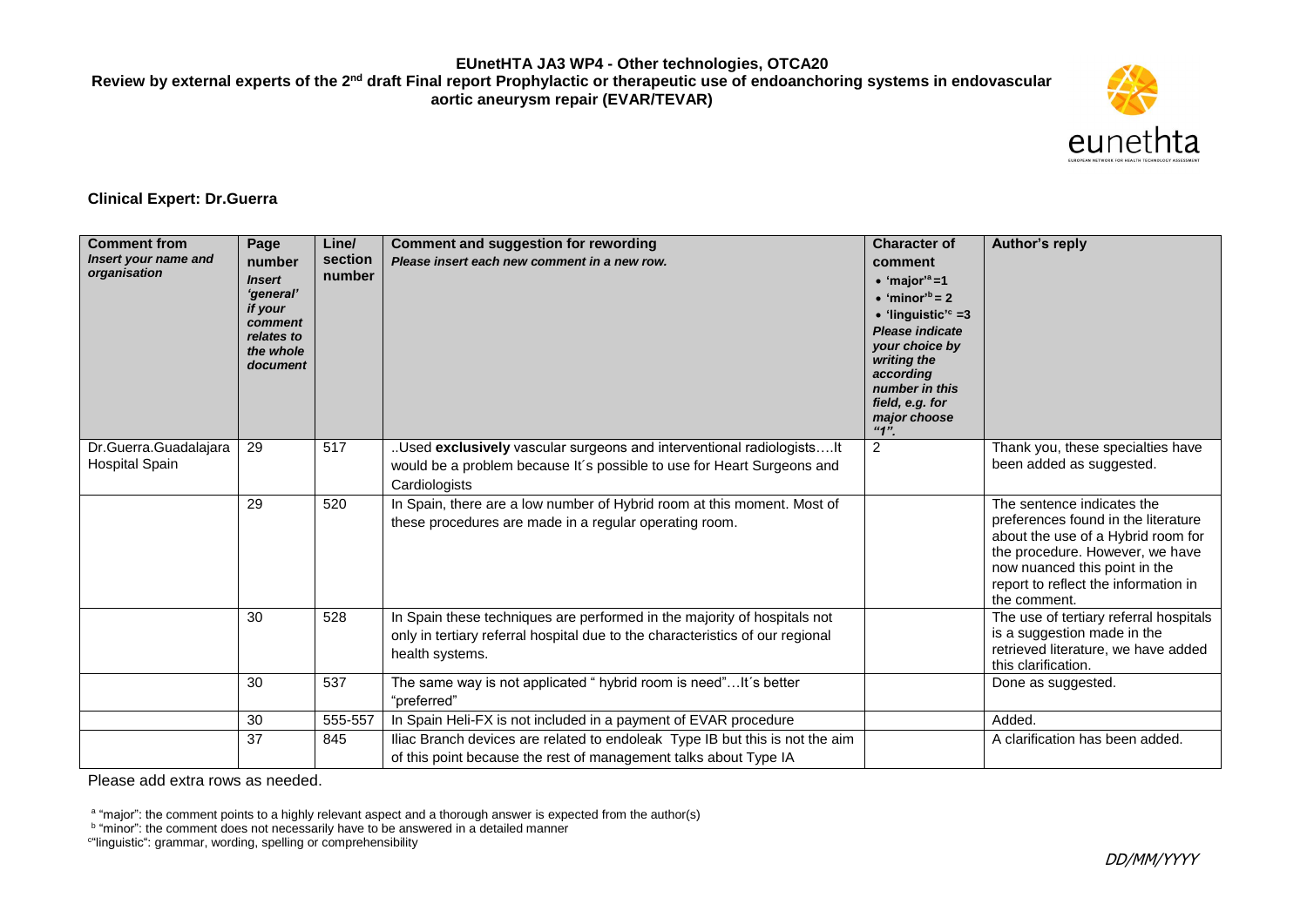**EUnetHTA JA3 WP4 - Other technologies, OTCA20**

**Review by external experts of the 2nd draft Final report Prophylactic or therapeutic use of endoanchoring systems in endovascular aortic aneurysm repair (EVAR/TEVAR)**

**Clinical Expert: Dr.Guerra**

| **Comment from** *Insert your name and organisation* | **Page number** *Insert 'general' if your comment relates to the whole document* | **Line/ section number** | **Comment and suggestion for rewording** *Please insert each new comment in a new row.* | **Character of comment** • 'major'[a] =1 • 'minor'[b] = 2 • 'linguistic'[c] =3 *Please indicate your choice by writing the according number in this field, e.g. for major choose "1".* | **Author's reply** |
|---|---|---|---|---|---|
| Dr.Guerra.Guadalajara Hospital Spain | 29 | 517 | ..Used **exclusively** vascular surgeons and interventional radiologists….It would be a problem because It´s possible to use for Heart Surgeons and Cardiologists | 2 | Thank you, these specialties have been added as suggested. |
| | 29 | 520 | In Spain, there are a low number of Hybrid room at this moment. Most of these procedures are made in a regular operating room. | | The sentence indicates the preferences found in the literature about the use of a Hybrid room for the procedure. However, we have now nuanced this point in the report to reflect the information in the comment. |
| | 30 | 528 | In Spain these techniques are performed in the majority of hospitals not only in tertiary referral hospital due to the characteristics of our regional health systems. | | The use of tertiary referral hospitals is a suggestion made in the retrieved literature, we have added this clarification. |
| | 30 | 537 | The same way is not applicated " hybrid room is need"…It´s better "preferred" | | Done as suggested. |
| | 30 | 555-557 | In Spain Heli-FX is not included in a payment of EVAR procedure | | Added. |
| | 37 | 845 | Iliac Branch devices are related to endoleak Type IB but this is not the aim of this point because the rest of management talks about Type IA | | A clarification has been added. |

Please add extra rows as needed.

[a] "major": the comment points to a highly relevant aspect and a thorough answer is expected from the author(s)

[b] "minor": the comment does not necessarily have to be answered in a detailed manner

[c] "linguistic": grammar, wording, spelling or comprehensibility

DD/MM/YYYY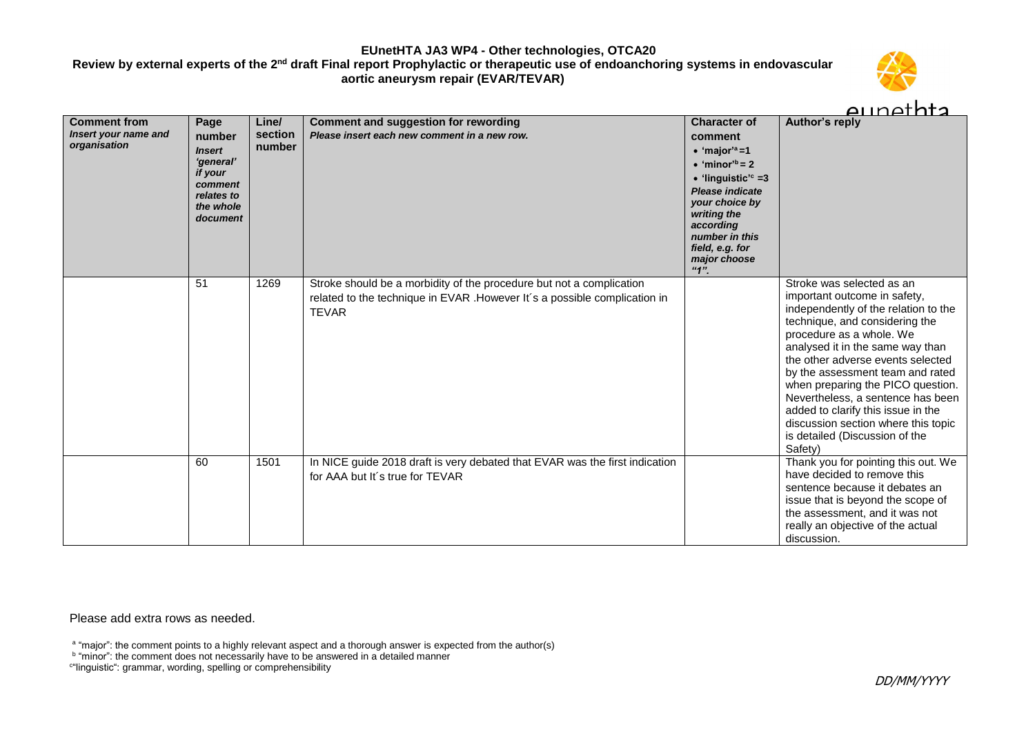**EUnetHTA JA3 WP4 - Other technologies, OTCA20**
**Review by external experts of the 2nd draft Final report Prophylactic or therapeutic use of endoanchoring systems in endovascular aortic aneurysm repair (EVAR/TEVAR)**

| **Comment from** *Insert your name and organisation* | **Page number** *Insert 'general' if your comment relates to the whole document* | **Line/ section number** | **Comment and suggestion for rewording** *Please insert each new comment in a new row.* | **Character of comment** • 'major'[a] =1 • 'minor'[b] = 2 • 'linguistic'[c] =3 *Please indicate your choice by writing the according number in this field, e.g. for major choose "1".* | **Author's reply** |
|---|---|---|---|---|---|
| | 51 | 1269 | Stroke should be a morbidity of the procedure but not a complication related to the technique in EVAR .However It´s a possible complication in TEVAR | | Stroke was selected as an important outcome in safety, independently of the relation to the technique, and considering the procedure as a whole. We analysed it in the same way than the other adverse events selected by the assessment team and rated when preparing the PICO question. Nevertheless, a sentence has been added to clarify this issue in the discussion section where this topic is detailed (Discussion of the Safety) |
| | 60 | 1501 | In NICE guide 2018 draft is very debated that EVAR was the first indication for AAA but It´s true for TEVAR | | Thank you for pointing this out. We have decided to remove this sentence because it debates an issue that is beyond the scope of the assessment, and it was not really an objective of the actual discussion. |

Please add extra rows as needed.

[a] "major": the comment points to a highly relevant aspect and a thorough answer is expected from the author(s)
[b] "minor": the comment does not necessarily have to be answered in a detailed manner
[c] "linguistic": grammar, wording, spelling or comprehensibility

DD/MM/YYYY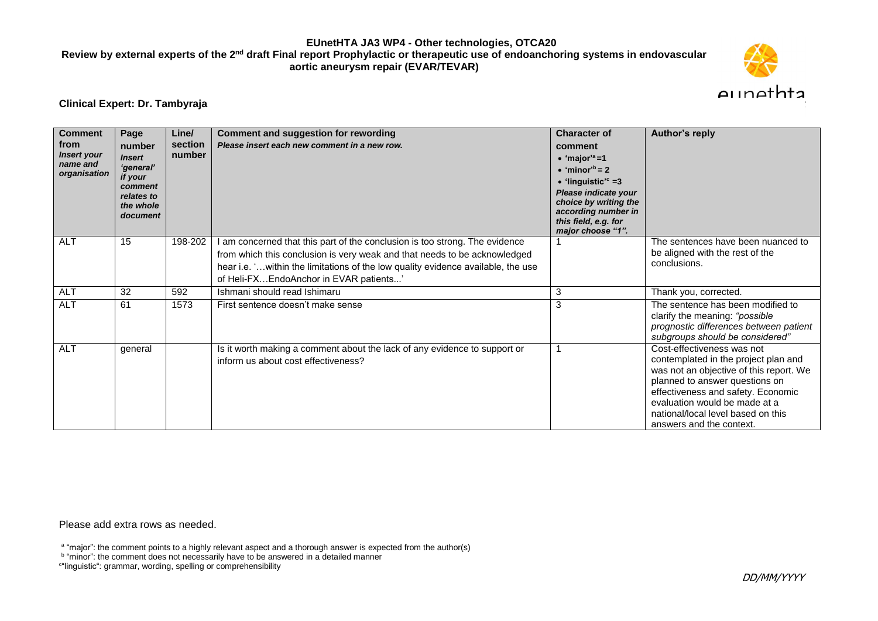**EUnetHTA JA3 WP4 - Other technologies, OTCA20**
**Review by external experts of the 2nd draft Final report Prophylactic or therapeutic use of endoanchoring systems in endovascular aortic aneurysm repair (EVAR/TEVAR)**

**Clinical Expert: Dr. Tambyraja**

| Comment from *Insert your name and organisation* | Page number *Insert 'general' if your comment relates to the whole document* | Line/ section number | Comment and suggestion for rewording *Please insert each new comment in a new row.* | Character of comment • 'major'[a] =1 • 'minor'[b] = 2 • 'linguistic'[c] =3 *Please indicate your choice by writing the according number in this field, e.g. for major choose "1".* | Author's reply |
|---|---|---|---|---|---|
| ALT | 15 | 198-202 | I am concerned that this part of the conclusion is too strong. The evidence from which this conclusion is very weak and that needs to be acknowledged hear i.e. '…within the limitations of the low quality evidence available, the use of Heli-FX…EndoAnchor in EVAR patients...' | 1 | The sentences have been nuanced to be aligned with the rest of the conclusions. |
| ALT | 32 | 592 | Ishmani should read Ishimaru | 3 | Thank you, corrected. |
| ALT | 61 | 1573 | First sentence doesn't make sense | 3 | The sentence has been modified to clarify the meaning: *"possible prognostic differences between patient subgroups should be considered"* |
| ALT | general | | Is it worth making a comment about the lack of any evidence to support or inform us about cost effectiveness? | 1 | Cost-effectiveness was not contemplated in the project plan and was not an objective of this report. We planned to answer questions on effectiveness and safety. Economic evaluation would be made at a national/local level based on this answers and the context. |

Please add extra rows as needed.

[a] "major": the comment points to a highly relevant aspect and a thorough answer is expected from the author(s)
[b] "minor": the comment does not necessarily have to be answered in a detailed manner
[c] "linguistic": grammar, wording, spelling or comprehensibility

DD/MM/YYYY